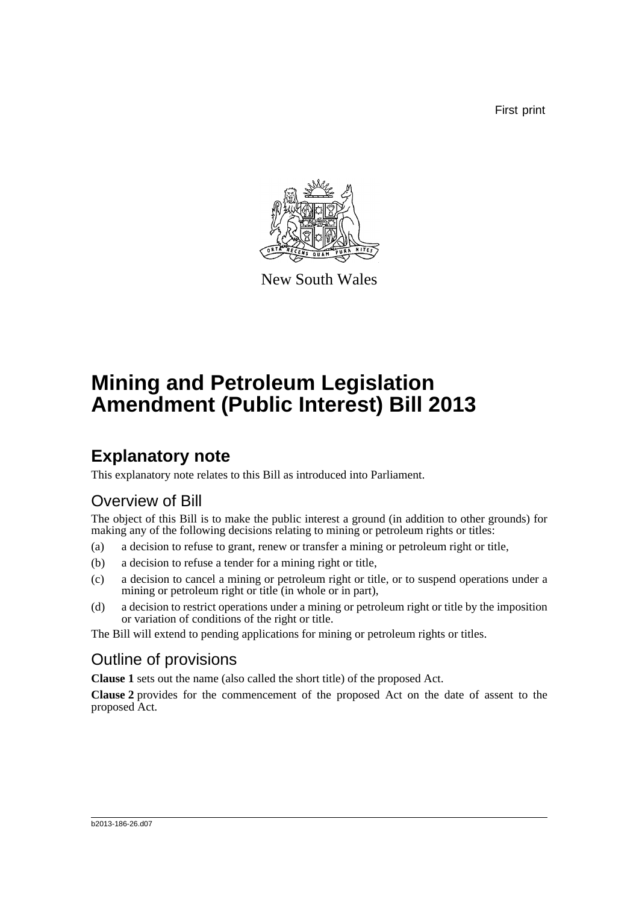First print

New South Wales

# Mining and Petroleum Legislation Amendment (Public Interest) Bill 2013

## Explanatory note

This explanatory note relates to this Bill as introduced into Parliament.

### Overview of Bill

The object of this Bill is to make the public interest a ground (in addition to other grounds) for making any of the following decisions relating to mining or petroleum rights or titles:

(a) a decision to refuse to grant, renew or transfer a mining or petroleum right or title,

(b) a decision to refuse a tender for a mining right or title,

(c) a decision to cancel a mining or petroleum right or title, or to suspend operations under a mining or petroleum right or title (in whole or in part),

(d) a decision to restrict operations under a mining or petroleum right or title by the imposition or variation of conditions of the right or title.

The Bill will extend to pending applications for mining or petroleum rights or titles.

### Outline of provisions

**Clause 1** sets out the name (also called the short title) of the proposed Act.

**Clause 2** provides for the commencement of the proposed Act on the date of assent to the proposed Act.

b2013-186-26.d07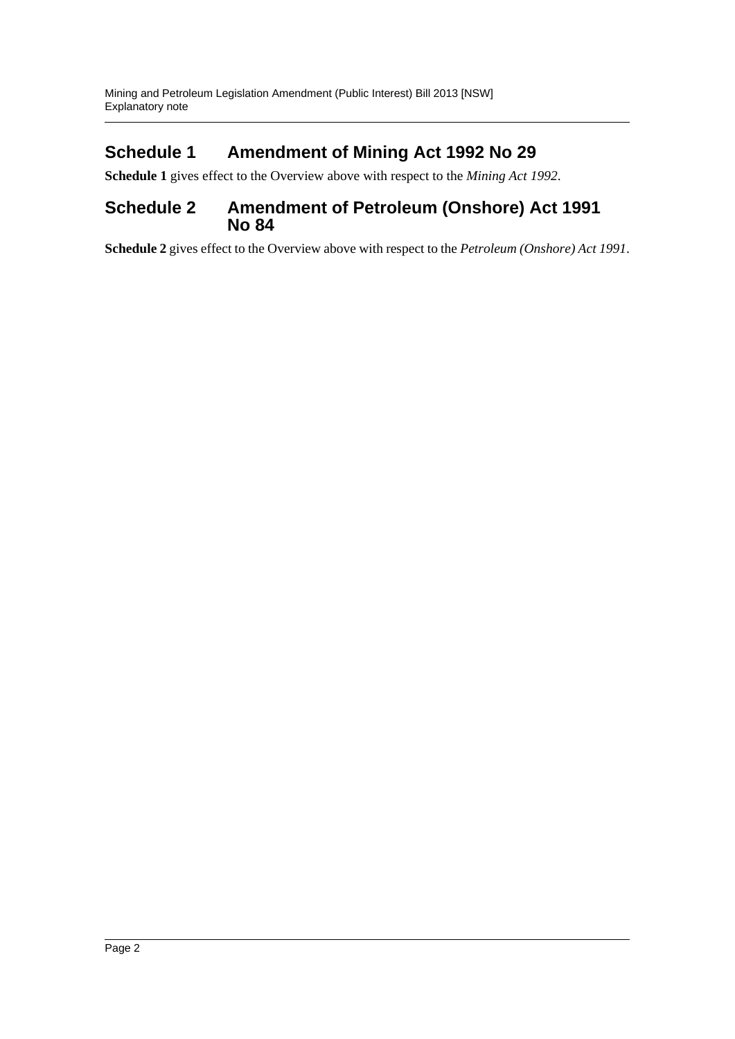## Schedule 1 Amendment of Mining Act 1992 No 29

**Schedule 1** gives effect to the Overview above with respect to the *Mining Act 1992*.

## Schedule 2 Amendment of Petroleum (Onshore) Act 1991 No 84

**Schedule 2** gives effect to the Overview above with respect to the *Petroleum (Onshore) Act 1991*.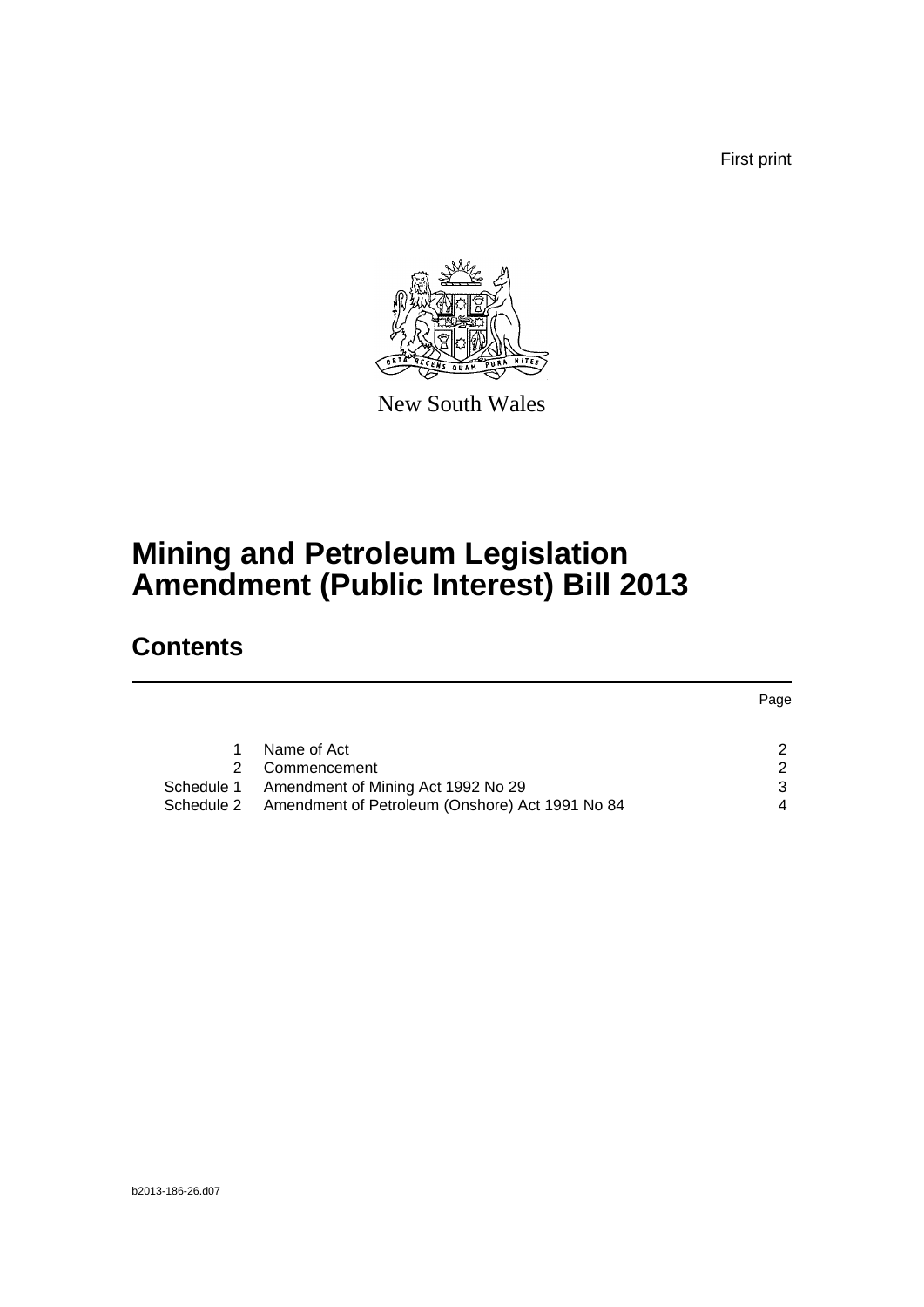First print

New South Wales

# Mining and Petroleum Legislation Amendment (Public Interest) Bill 2013

## Contents

| | | Page |
|---|---|---|
| 1 | Name of Act | 2 |
| 2 | Commencement | 2 |
| Schedule 1 | Amendment of Mining Act 1992 No 29 | 3 |
| Schedule 2 | Amendment of Petroleum (Onshore) Act 1991 No 84 | 4 |

b2013-186-26.d07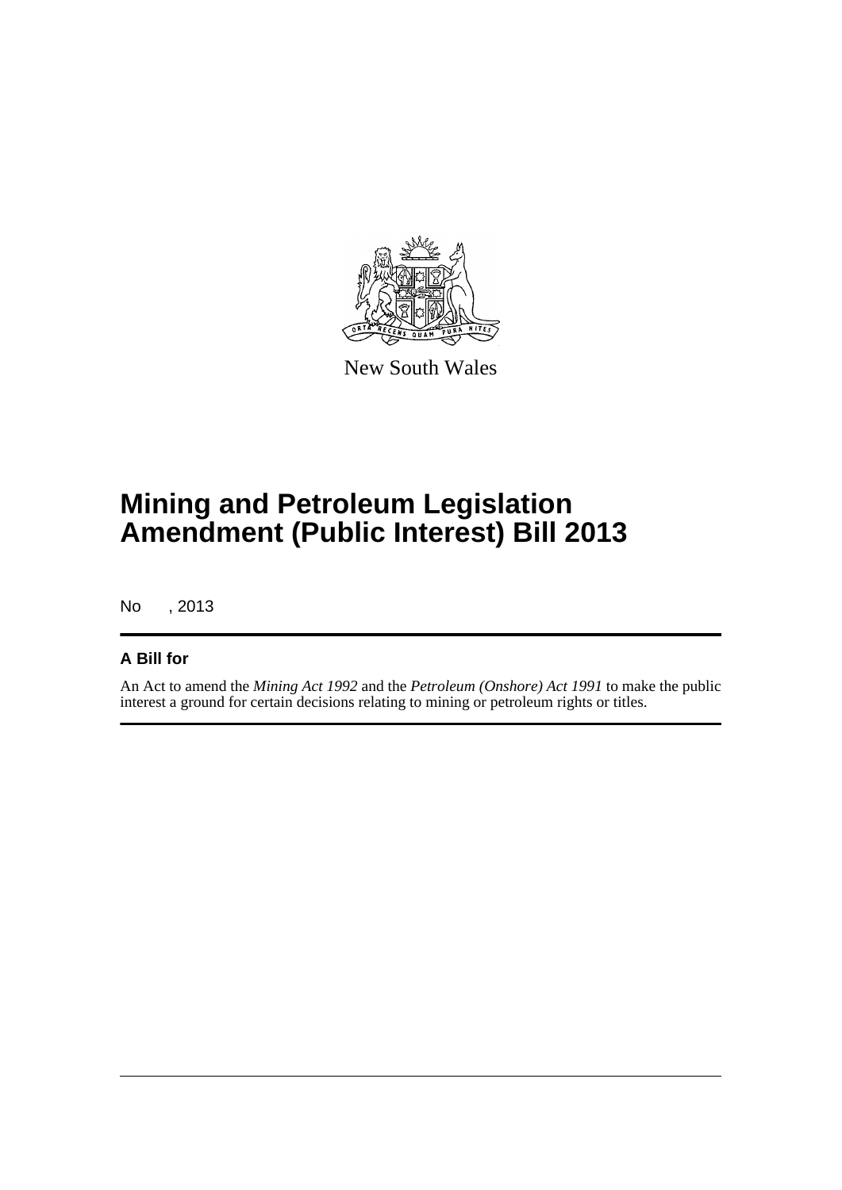New South Wales

# Mining and Petroleum Legislation Amendment (Public Interest) Bill 2013

No , 2013

## A Bill for

An Act to amend the *Mining Act 1992* and the *Petroleum (Onshore) Act 1991* to make the public interest a ground for certain decisions relating to mining or petroleum rights or titles.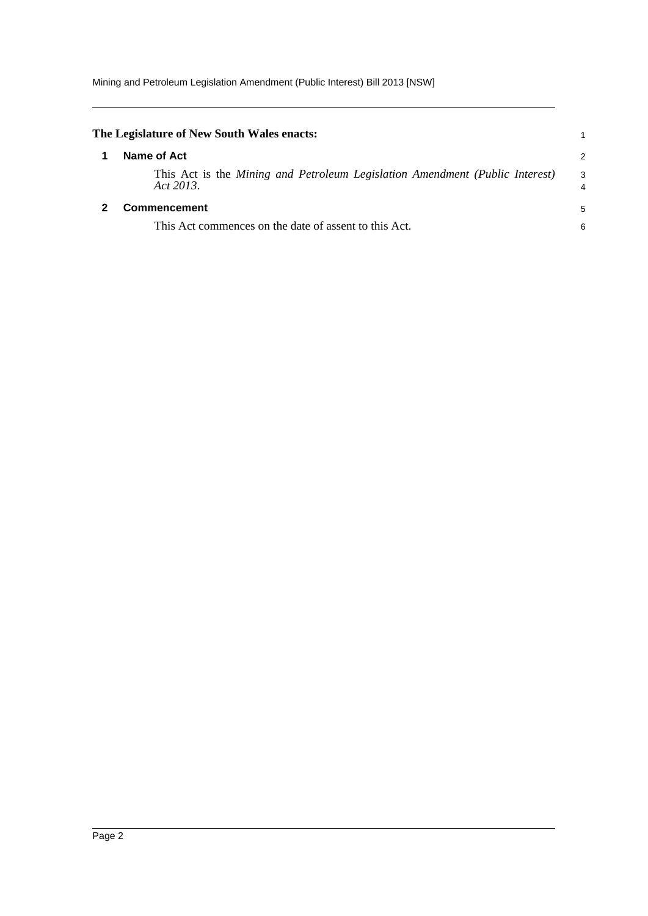**The Legislature of New South Wales enacts:**

## 1 Name of Act

This Act is the *Mining and Petroleum Legislation Amendment (Public Interest) Act 2013*.

## 2 Commencement

This Act commences on the date of assent to this Act.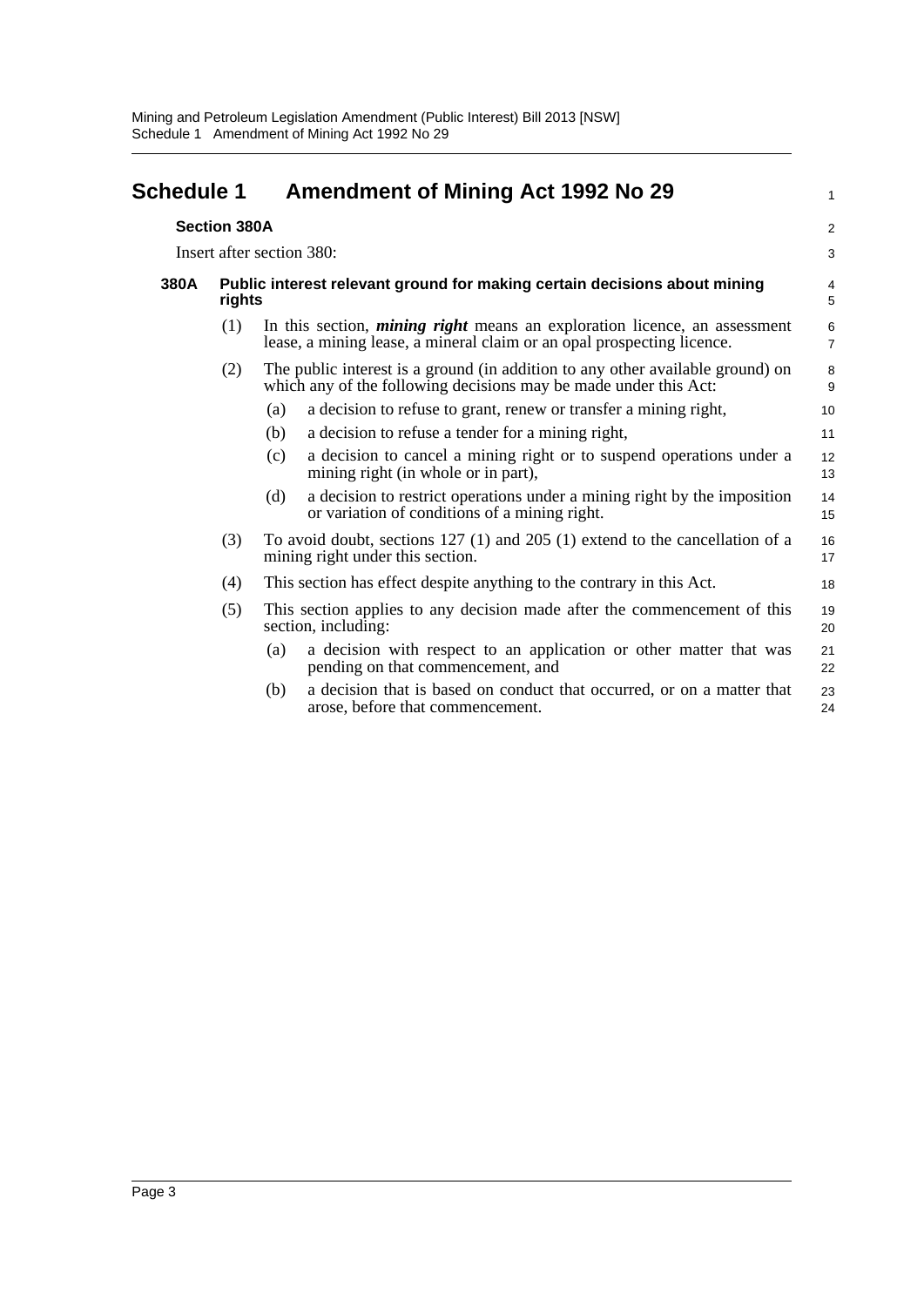# Schedule 1 Amendment of Mining Act 1992 No 29

**Section 380A**

Insert after section 380:

**380A Public interest relevant ground for making certain decisions about mining rights**

(1) In this section, ***mining right*** means an exploration licence, an assessment lease, a mining lease, a mineral claim or an opal prospecting licence.

(2) The public interest is a ground (in addition to any other available ground) on which any of the following decisions may be made under this Act:

- (a) a decision to refuse to grant, renew or transfer a mining right,
- (b) a decision to refuse a tender for a mining right,
- (c) a decision to cancel a mining right or to suspend operations under a mining right (in whole or in part),
- (d) a decision to restrict operations under a mining right by the imposition or variation of conditions of a mining right.

(3) To avoid doubt, sections 127 (1) and 205 (1) extend to the cancellation of a mining right under this section.

(4) This section has effect despite anything to the contrary in this Act.

(5) This section applies to any decision made after the commencement of this section, including:

- (a) a decision with respect to an application or other matter that was pending on that commencement, and
- (b) a decision that is based on conduct that occurred, or on a matter that arose, before that commencement.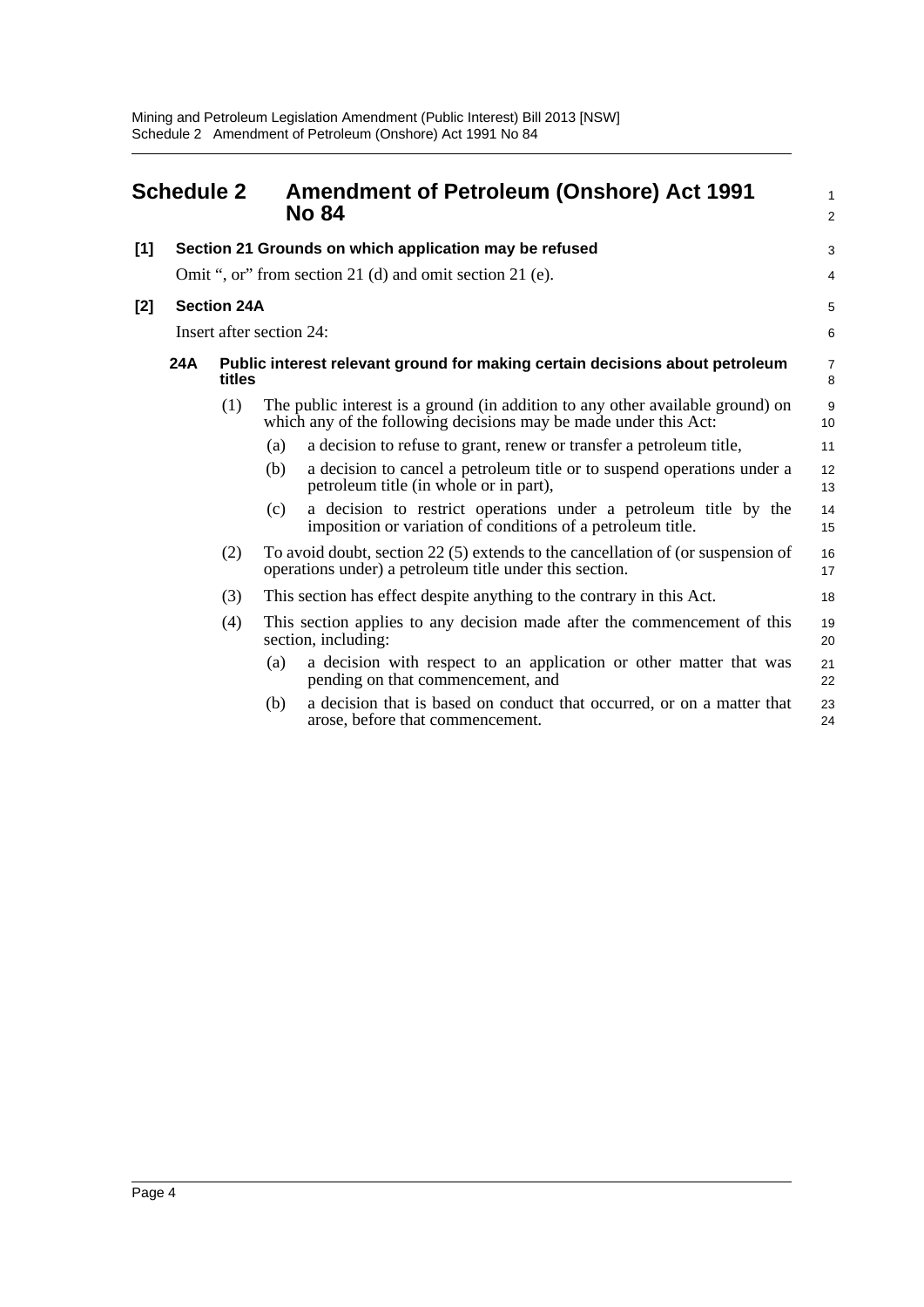## Schedule 2 Amendment of Petroleum (Onshore) Act 1991 No 84

**[1] Section 21 Grounds on which application may be refused**

Omit ", or" from section 21 (d) and omit section 21 (e).

**[2] Section 24A**

Insert after section 24:

**24A Public interest relevant ground for making certain decisions about petroleum titles**

(1) The public interest is a ground (in addition to any other available ground) on which any of the following decisions may be made under this Act:

(a) a decision to refuse to grant, renew or transfer a petroleum title,

(b) a decision to cancel a petroleum title or to suspend operations under a petroleum title (in whole or in part),

(c) a decision to restrict operations under a petroleum title by the imposition or variation of conditions of a petroleum title.

(2) To avoid doubt, section 22 (5) extends to the cancellation of (or suspension of operations under) a petroleum title under this section.

(3) This section has effect despite anything to the contrary in this Act.

(4) This section applies to any decision made after the commencement of this section, including:

(a) a decision with respect to an application or other matter that was pending on that commencement, and

(b) a decision that is based on conduct that occurred, or on a matter that arose, before that commencement.